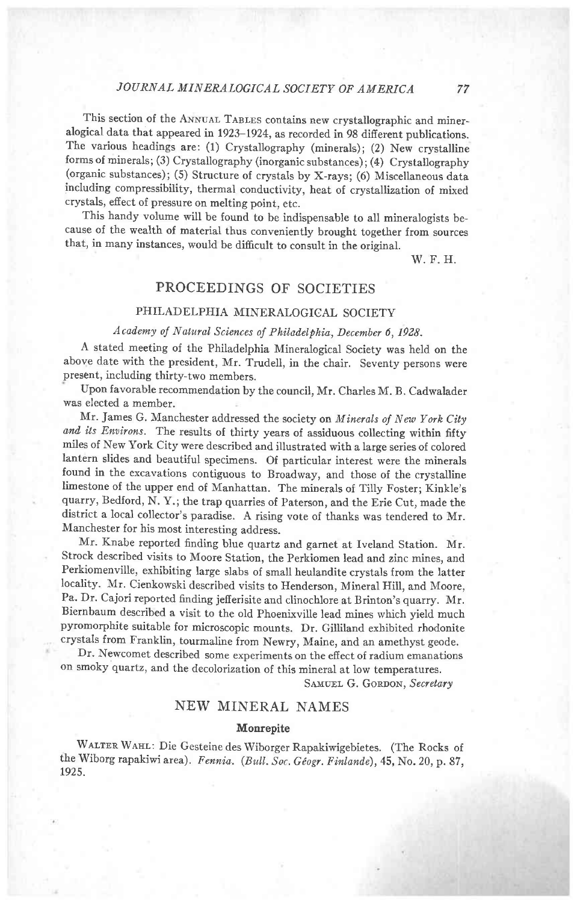This section of the ANNUAL TABLES contains new crystallographic and mineralogical data that appeared in 1923–1924, as recorded in 98 different publications. The various headings are: (1) Crystallography (minerals); (2) New crystalline forms of minerals; (3) Crystallography (inorganic substances); (4) Crystallography (organic substances); (5) Structure of crystals by X-rays; (6) Miscellaneous data including compressibility, thermal conductivity, heat of crystallization of mixed crystals, effect of pressure on melting point, etc.

This handy volume will be found to be indispensable to all mineralogists because of the wealth of material thus conveniently brought together from sources that, in many instances, would be difficult to consult in the original.

W. F. H.

## PROCEEDINGS OF SOCIETIES

### PHILADELPHIA MINERALOGICAL SOCIETY

*Academy of Natural Sciences of Philadelphia, December 6, 1928.*

A stated meeting of the Philadelphia Mineralogical Society was held on the above date with the president, Mr. Trudell, in the chair. Seventy persons were present, including thirty-two members.

Upon favorable recommendation by the council, Mr. Charles M. B. Cadwalader was elected a member.

Mr. James G. Manchester addressed the society on *Minerals of New York City and its Environs*. The results of thirty years of assiduous collecting within fifty miles of New York City were described and illustrated with a large series of colored lantern slides and beautiful specimens. Of particular interest were the minerals found in the excavations contiguous to Broadway, and those of the crystalline limestone of the upper end of Manhattan. The minerals of Tilly Foster; Kinkle's quarry, Bedford, N. Y.; the trap quarries of Paterson, and the Erie Cut, made the district a local collector's paradise. A rising vote of thanks was tendered to Mr. Manchester for his most interesting address.

Mr. Knabe reported finding blue quartz and garnet at Iveland Station. Mr. Strock described visits to Moore Station, the Perkiomen lead and zinc mines, and Perkiomenville, exhibiting large slabs of small heulandite crystals from the latter locality. Mr. Cienkowski described visits to Henderson, Mineral Hill, and Moore, Pa. Dr. Cajori reported finding jefferisite and clinochlore at Brinton's quarry. Mr. Biernbaum described a visit to the old Phoenixville lead mines which yield much pyromorphite suitable for microscopic mounts. Dr. Gilliland exhibited rhodonite crystals from Franklin, tourmaline from Newry, Maine, and an amethyst geode.

Dr. Newcomet described some experiments on the effect of radium emanations on smoky quartz, and the decolorization of this mineral at low temperatures.

SAMUEL G. GORDON, *Secretary*

## NEW MINERAL NAMES

### Monrepite

WALTER WAHL: Die Gesteine des Wiborger Rapakiwigebietes. (The Rocks of the Wiborg rapakiwi area). *Fennia.* (*Bull. Soc. Géogr. Finlande*), 45, No. 20, p. 87, 1925.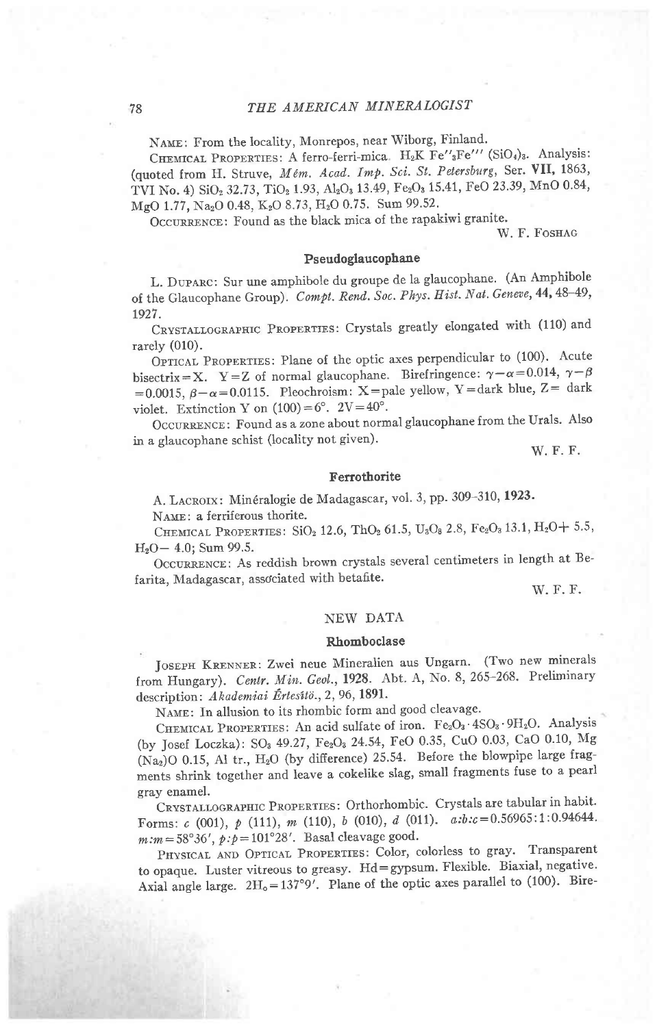NAME: From the locality, Monrepos, near Wiborg, Finland.

CHEMICAL PROPERTIES: A ferro-ferri-mica. $H_2K\ Fe''_3Fe'''\ (SiO_4)_3$. Analysis: (quoted from H. Struve, *Mém. Acad. Imp. Sci. St. Petersburg*, Ser. **VII**, 1863, TVI No. 4) $SiO_2$ 32.73, $TiO_2$ 1.93, $Al_2O_3$ 13.49, $Fe_2O_3$ 15.41, FeO 23.39, MnO 0.84, MgO 1.77, $Na_2O$ 0.48, $K_2O$ 8.73, $H_2O$ 0.75. Sum 99.52.

OCCURRENCE: Found as the black mica of the rapakiwi granite.

W. F. FOSHAG

## Pseudoglaucophane

L. DUPARC: Sur une amphibole du groupe de la glaucophane. (An Amphibole of the Glaucophane Group). *Compt. Rend. Soc. Phys. Hist. Nat. Geneve*, **44**, 48–49, 1927.

CRYSTALLOGRAPHIC PROPERTIES: Crystals greatly elongated with (110) and rarely (010).

OPTICAL PROPERTIES: Plane of the optic axes perpendicular to (100). Acute bisectrix = X. Y = Z of normal glaucophane. Birefringence: $\gamma-\alpha=0.014$, $\gamma-\beta=0.0015$, $\beta-\alpha=0.0115$. Pleochroism: X = pale yellow, Y = dark blue, Z = dark violet. Extinction Y on (100) = 6°. 2V = 40°.

OCCURRENCE: Found as a zone about normal glaucophane from the Urals. Also in a glaucophane schist (locality not given).

W. F. F.

## Ferrothorite

A. LACROIX: Minéralogie de Madagascar, vol. 3, pp. 309–310, **1923**.

NAME: a ferriferous thorite.

CHEMICAL PROPERTIES: $SiO_2$ 12.6, $ThO_2$ 61.5, $U_3O_8$ 2.8, $Fe_2O_3$ 13.1, $H_2O+$ 5.5, $H_2O-$ 4.0; Sum 99.5.

OCCURRENCE: As reddish brown crystals several centimeters in length at Befarita, Madagascar, associated with betafite.

W. F. F.

# NEW DATA

## Rhomboclase

JOSEPH KRENNER: Zwei neue Mineralien aus Ungarn. (Two new minerals from Hungary). *Centr. Min. Geol.*, **1928**. Abt. A, No. 8, 265–268. Preliminary description: *Akademiai Értesítö.*, 2, 96, **1891**.

NAME: In allusion to its rhombic form and good cleavage.

CHEMICAL PROPERTIES: An acid sulfate of iron. $Fe_2O_3 \cdot 4SO_3 \cdot 9H_2O$. Analysis (by Josef Loczka): $SO_3$ 49.27, $Fe_2O_3$ 24.54, FeO 0.35, CuO 0.03, CaO 0.10, Mg $(Na_2)O$ 0.15, Al tr., $H_2O$ (by difference) 25.54. Before the blowpipe large fragments shrink together and leave a cokelike slag, small fragments fuse to a pearl gray enamel.

CRYSTALLOGRAPHIC PROPERTIES: Orthorhombic. Crystals are tabular in habit. Forms: *c* (001), *p* (111), *m* (110), *b* (010), *d* (011). $a:b:c = 0.56965:1:0.94644$. $m:m = 58°36'$, $p:p = 101°28'$. Basal cleavage good.

PHYSICAL AND OPTICAL PROPERTIES: Color, colorless to gray. Transparent to opaque. Luster vitreous to greasy. Hd = gypsum. Flexible. Biaxial, negative. Axial angle large. $2H_o = 137°9'$. Plane of the optic axes parallel to (100). Bire-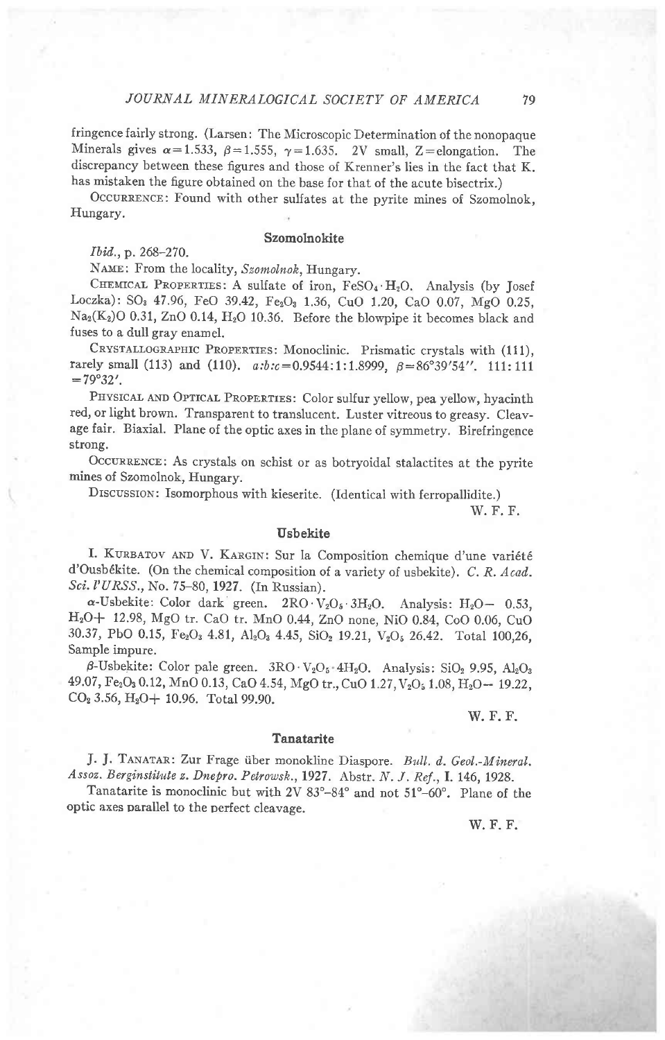fringence fairly strong. (Larsen: The Microscopic Determination of the nonopaque Minerals gives $\alpha=1.533$, $\beta=1.555$, $\gamma=1.635$. 2V small, Z=elongation. The discrepancy between these figures and those of Krenner's lies in the fact that K. has mistaken the figure obtained on the base for that of the acute bisectrix.)

OCCURRENCE: Found with other sulfates at the pyrite mines of Szomolnok, Hungary.

### Szomolnokite

*Ibid.*, p. 268–270.

NAME: From the locality, *Szomolnok*, Hungary.

CHEMICAL PROPERTIES: A sulfate of iron, $FeSO_4 \cdot H_2O$. Analysis (by Josef Loczka): $SO_3$ 47.96, FeO 39.42, $Fe_2O_3$ 1.36, CuO 1.20, CaO 0.07, MgO 0.25, $Na_2(K_2)O$ 0.31, ZnO 0.14, $H_2O$ 10.36. Before the blowpipe it becomes black and fuses to a dull gray enamel.

CRYSTALLOGRAPHIC PROPERTIES: Monoclinic. Prismatic crystals with (111), rarely small (113) and (110). $a{:}b{:}c = 0.9544{:}1{:}1.8999$, $\beta = 86°39'54''$. 111:111 $=79°32'$.

PHYSICAL AND OPTICAL PROPERTIES: Color sulfur yellow, pea yellow, hyacinth red, or light brown. Transparent to translucent. Luster vitreous to greasy. Cleavage fair. Biaxial. Plane of the optic axes in the plane of symmetry. Birefringence strong.

OCCURRENCE: As crystals on schist or as botryoidal stalactites at the pyrite mines of Szomolnok, Hungary.

DISCUSSION: Isomorphous with kieserite. (Identical with ferropallidite.)

W. F. F.

### Usbekite

I. KURBATOV AND V. KARGIN: Sur la Composition chemique d'une variété d'Ousbékite. (On the chemical composition of a variety of usbekite). *C. R. Acad. Sci. l'URSS.*, No. 75–80, 1927. (In Russian).

$\alpha$-Usbekite: Color dark green. $2RO \cdot V_2O_5 \cdot 3H_2O$. Analysis: $H_2O-$ 0.53, $H_2O+$ 12.98, MgO tr. CaO tr. MnO 0.44, ZnO none, NiO 0.84, CoO 0.06, CuO 30.37, PbO 0.15, $Fe_2O_3$ 4.81, $Al_2O_3$ 4.45, $SiO_2$ 19.21, $V_2O_5$ 26.42. Total 100,26, Sample impure.

$\beta$-Usbekite: Color pale green. $3RO \cdot V_2O_5 \cdot 4H_2O$. Analysis: $SiO_2$ 9.95, $Al_2O_3$ 49.07, $Fe_2O_3$ 0.12, MnO 0.13, CaO 4.54, MgO tr., CuO 1.27, $V_2O_5$ 1.08, $H_2O-$ 19.22, $CO_2$ 3.56, $H_2O+$ 10.96. Total 99.90.

W. F. F.

### Tanatarite

J. J. TANATAR: Zur Frage über monokline Diaspore. *Bull. d. Geol.-Mineral. Assoz. Berginstitute z. Dnepro. Petrowsk.*, 1927. Abstr. *N. J. Ref.*, I. 146, 1928.

Tanatarite is monoclinic but with 2V 83°–84° and not 51°–60°. Plane of the optic axes parallel to the perfect cleavage.

W. F. F.